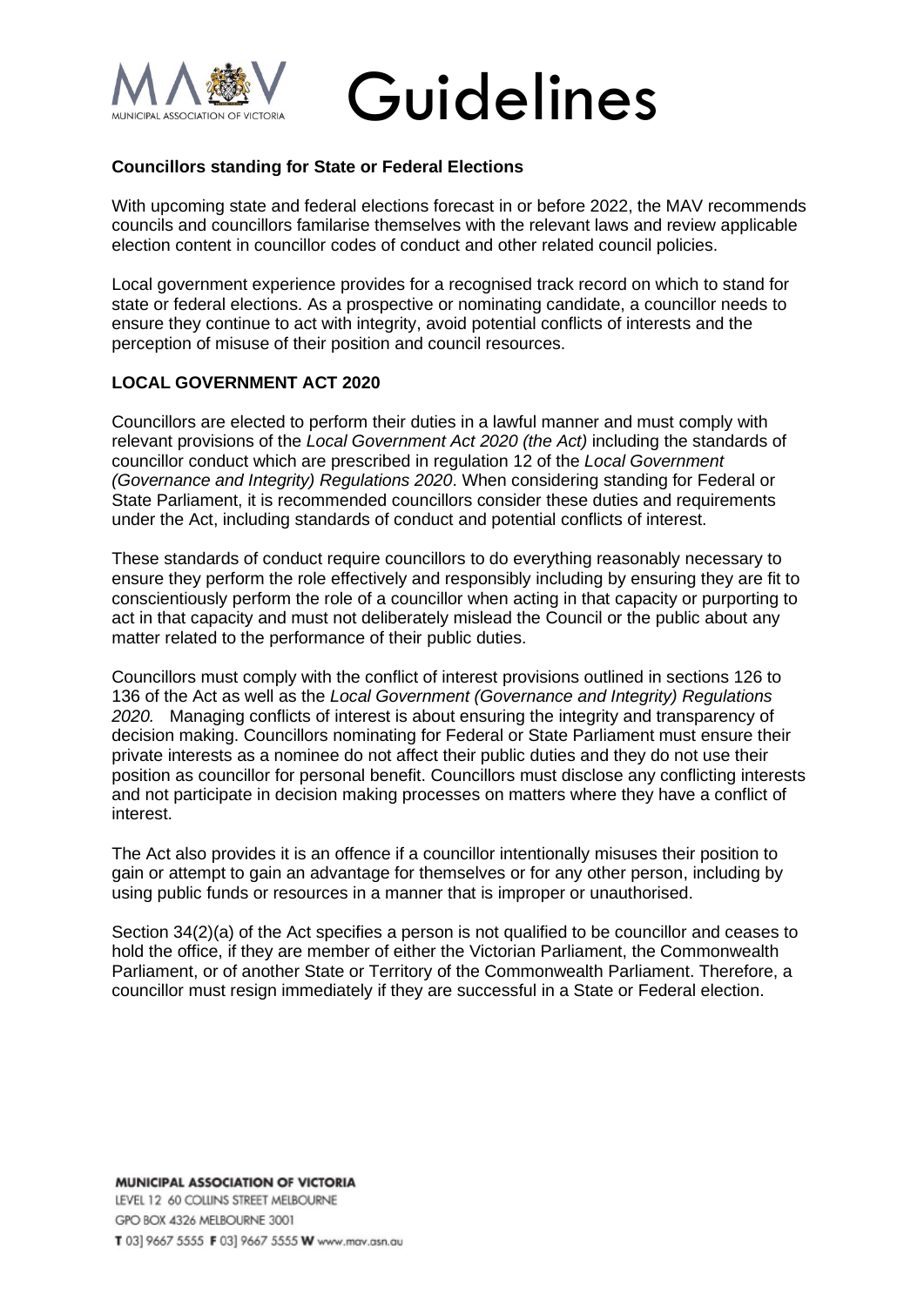# Guidelines

**Councillors standing for State or Federal Elections**

With upcoming state and federal elections forecast in or before 2022, the MAV recommends councils and councillors familarise themselves with the relevant laws and review applicable election content in councillor codes of conduct and other related council policies.

Local government experience provides for a recognised track record on which to stand for state or federal elections. As a prospective or nominating candidate, a councillor needs to ensure they continue to act with integrity, avoid potential conflicts of interests and the perception of misuse of their position and council resources.

## LOCAL GOVERNMENT ACT 2020

Councillors are elected to perform their duties in a lawful manner and must comply with relevant provisions of the *Local Government Act 2020 (the Act)* including the standards of councillor conduct which are prescribed in regulation 12 of the *Local Government (Governance and Integrity) Regulations 2020*. When considering standing for Federal or State Parliament, it is recommended councillors consider these duties and requirements under the Act, including standards of conduct and potential conflicts of interest.

These standards of conduct require councillors to do everything reasonably necessary to ensure they perform the role effectively and responsibly including by ensuring they are fit to conscientiously perform the role of a councillor when acting in that capacity or purporting to act in that capacity and must not deliberately mislead the Council or the public about any matter related to the performance of their public duties.

Councillors must comply with the conflict of interest provisions outlined in sections 126 to 136 of the Act as well as the *Local Government (Governance and Integrity) Regulations 2020.* Managing conflicts of interest is about ensuring the integrity and transparency of decision making. Councillors nominating for Federal or State Parliament must ensure their private interests as a nominee do not affect their public duties and they do not use their position as councillor for personal benefit. Councillors must disclose any conflicting interests and not participate in decision making processes on matters where they have a conflict of interest.

The Act also provides it is an offence if a councillor intentionally misuses their position to gain or attempt to gain an advantage for themselves or for any other person, including by using public funds or resources in a manner that is improper or unauthorised.

Section 34(2)(a) of the Act specifies a person is not qualified to be councillor and ceases to hold the office, if they are member of either the Victorian Parliament, the Commonwealth Parliament, or of another State or Territory of the Commonwealth Parliament. Therefore, a councillor must resign immediately if they are successful in a State or Federal election.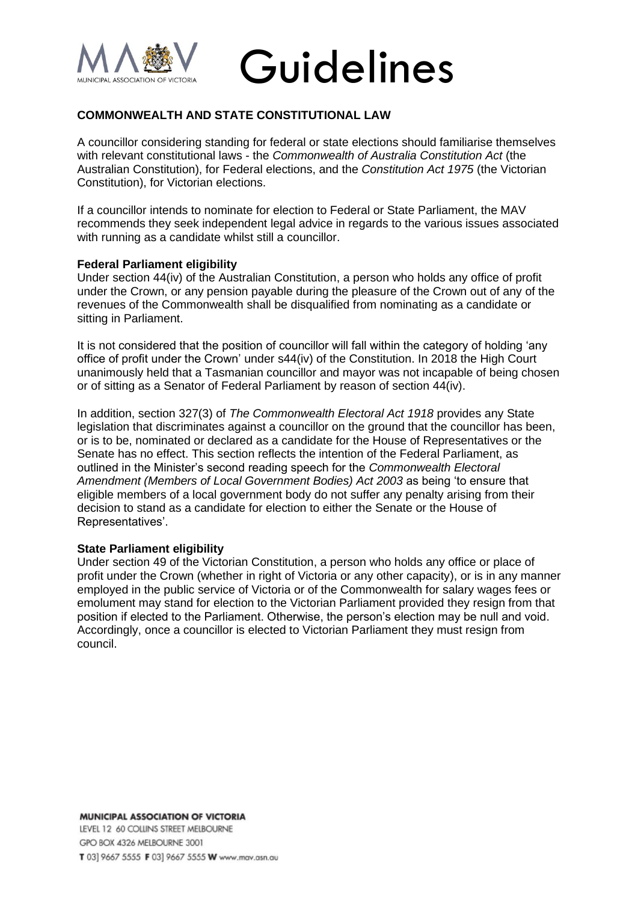# Guidelines

## COMMONWEALTH AND STATE CONSTITUTIONAL LAW

A councillor considering standing for federal or state elections should familiarise themselves with relevant constitutional laws - the *Commonwealth of Australia Constitution Act* (the Australian Constitution), for Federal elections, and the *Constitution Act 1975* (the Victorian Constitution), for Victorian elections.

If a councillor intends to nominate for election to Federal or State Parliament, the MAV recommends they seek independent legal advice in regards to the various issues associated with running as a candidate whilst still a councillor.

### Federal Parliament eligibility

Under section 44(iv) of the Australian Constitution, a person who holds any office of profit under the Crown, or any pension payable during the pleasure of the Crown out of any of the revenues of the Commonwealth shall be disqualified from nominating as a candidate or sitting in Parliament.

It is not considered that the position of councillor will fall within the category of holding 'any office of profit under the Crown' under s44(iv) of the Constitution. In 2018 the High Court unanimously held that a Tasmanian councillor and mayor was not incapable of being chosen or of sitting as a Senator of Federal Parliament by reason of section 44(iv).

In addition, section 327(3) of *The Commonwealth Electoral Act 1918* provides any State legislation that discriminates against a councillor on the ground that the councillor has been, or is to be, nominated or declared as a candidate for the House of Representatives or the Senate has no effect. This section reflects the intention of the Federal Parliament, as outlined in the Minister's second reading speech for the *Commonwealth Electoral Amendment (Members of Local Government Bodies) Act 2003* as being 'to ensure that eligible members of a local government body do not suffer any penalty arising from their decision to stand as a candidate for election to either the Senate or the House of Representatives'.

### State Parliament eligibility

Under section 49 of the Victorian Constitution, a person who holds any office or place of profit under the Crown (whether in right of Victoria or any other capacity), or is in any manner employed in the public service of Victoria or of the Commonwealth for salary wages fees or emolument may stand for election to the Victorian Parliament provided they resign from that position if elected to the Parliament. Otherwise, the person's election may be null and void. Accordingly, once a councillor is elected to Victorian Parliament they must resign from council.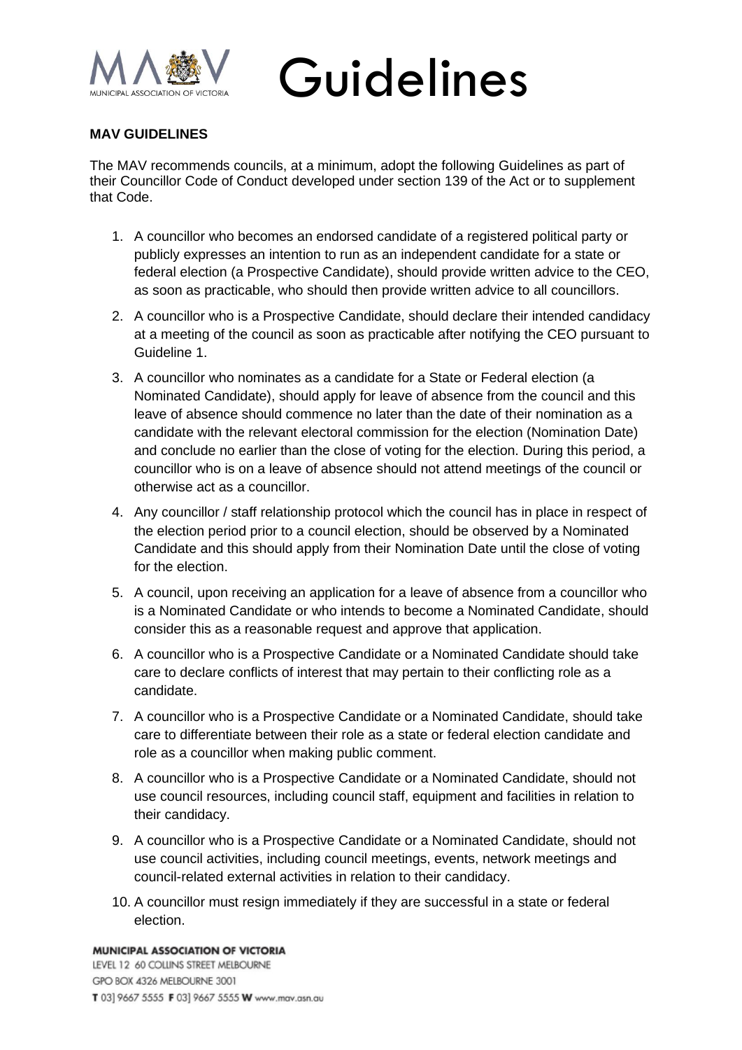# Guidelines

**MAV GUIDELINES**

The MAV recommends councils, at a minimum, adopt the following Guidelines as part of their Councillor Code of Conduct developed under section 139 of the Act or to supplement that Code.

1. A councillor who becomes an endorsed candidate of a registered political party or publicly expresses an intention to run as an independent candidate for a state or federal election (a Prospective Candidate), should provide written advice to the CEO, as soon as practicable, who should then provide written advice to all councillors.
2. A councillor who is a Prospective Candidate, should declare their intended candidacy at a meeting of the council as soon as practicable after notifying the CEO pursuant to Guideline 1.
3. A councillor who nominates as a candidate for a State or Federal election (a Nominated Candidate), should apply for leave of absence from the council and this leave of absence should commence no later than the date of their nomination as a candidate with the relevant electoral commission for the election (Nomination Date) and conclude no earlier than the close of voting for the election. During this period, a councillor who is on a leave of absence should not attend meetings of the council or otherwise act as a councillor.
4. Any councillor / staff relationship protocol which the council has in place in respect of the election period prior to a council election, should be observed by a Nominated Candidate and this should apply from their Nomination Date until the close of voting for the election.
5. A council, upon receiving an application for a leave of absence from a councillor who is a Nominated Candidate or who intends to become a Nominated Candidate, should consider this as a reasonable request and approve that application.
6. A councillor who is a Prospective Candidate or a Nominated Candidate should take care to declare conflicts of interest that may pertain to their conflicting role as a candidate.
7. A councillor who is a Prospective Candidate or a Nominated Candidate, should take care to differentiate between their role as a state or federal election candidate and role as a councillor when making public comment.
8. A councillor who is a Prospective Candidate or a Nominated Candidate, should not use council resources, including council staff, equipment and facilities in relation to their candidacy.
9. A councillor who is a Prospective Candidate or a Nominated Candidate, should not use council activities, including council meetings, events, network meetings and council-related external activities in relation to their candidacy.
10. A councillor must resign immediately if they are successful in a state or federal election.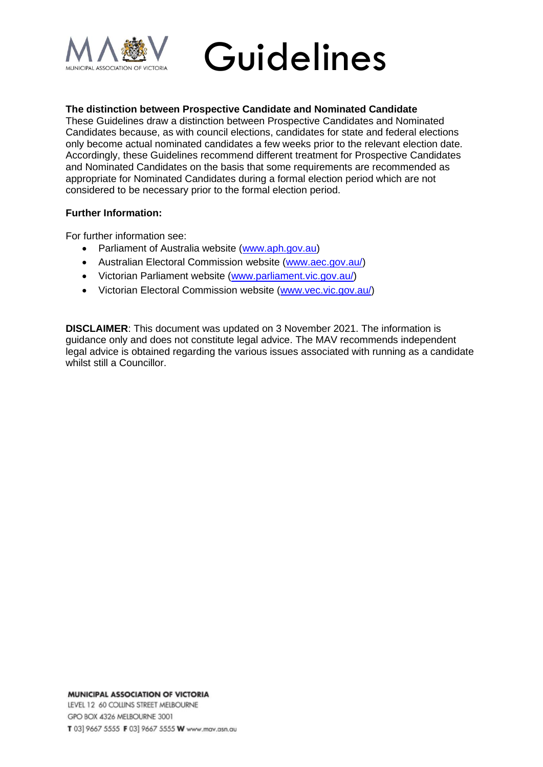**The distinction between Prospective Candidate and Nominated Candidate**

These Guidelines draw a distinction between Prospective Candidates and Nominated Candidates because, as with council elections, candidates for state and federal elections only become actual nominated candidates a few weeks prior to the relevant election date. Accordingly, these Guidelines recommend different treatment for Prospective Candidates and Nominated Candidates on the basis that some requirements are recommended as appropriate for Nominated Candidates during a formal election period which are not considered to be necessary prior to the formal election period.

**Further Information:**

For further information see:

- Parliament of Australia website (www.aph.gov.au)
- Australian Electoral Commission website (www.aec.gov.au/)
- Victorian Parliament website (www.parliament.vic.gov.au/)
- Victorian Electoral Commission website (www.vec.vic.gov.au/)

**DISCLAIMER**: This document was updated on 3 November 2021. The information is guidance only and does not constitute legal advice. The MAV recommends independent legal advice is obtained regarding the various issues associated with running as a candidate whilst still a Councillor.

**MUNICIPAL ASSOCIATION OF VICTORIA**
LEVEL 12 60 COLLINS STREET MELBOURNE
GPO BOX 4326 MELBOURNE 3001
**T** 03] 9667 5555 **F** 03] 9667 5555 **W** www.mav.asn.au